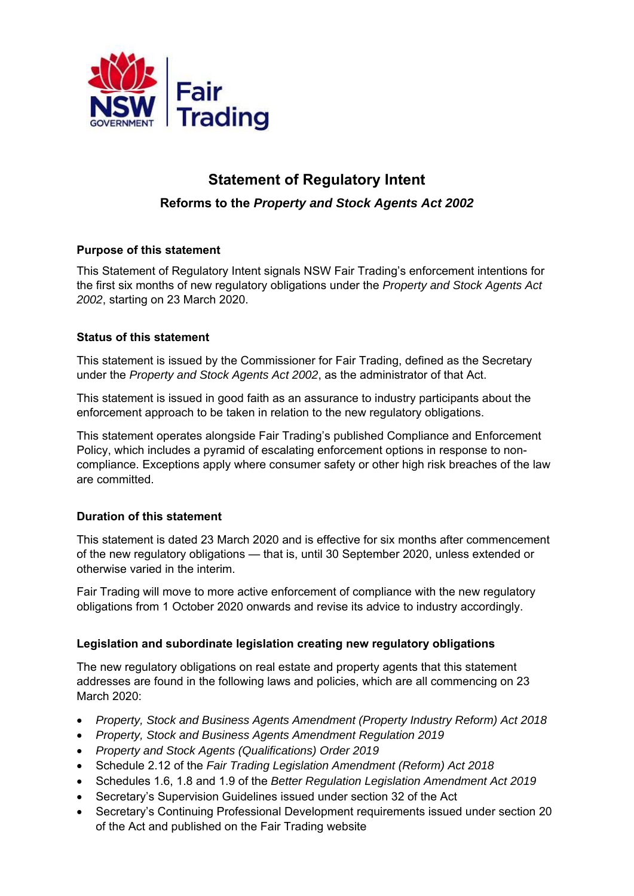# Statement of Regulatory Intent

## Reforms to the *Property and Stock Agents Act 2002*

### Purpose of this statement

This Statement of Regulatory Intent signals NSW Fair Trading's enforcement intentions for the first six months of new regulatory obligations under the *Property and Stock Agents Act 2002*, starting on 23 March 2020.

### Status of this statement

This statement is issued by the Commissioner for Fair Trading, defined as the Secretary under the *Property and Stock Agents Act 2002*, as the administrator of that Act.

This statement is issued in good faith as an assurance to industry participants about the enforcement approach to be taken in relation to the new regulatory obligations.

This statement operates alongside Fair Trading's published Compliance and Enforcement Policy, which includes a pyramid of escalating enforcement options in response to non-compliance. Exceptions apply where consumer safety or other high risk breaches of the law are committed.

### Duration of this statement

This statement is dated 23 March 2020 and is effective for six months after commencement of the new regulatory obligations — that is, until 30 September 2020, unless extended or otherwise varied in the interim.

Fair Trading will move to more active enforcement of compliance with the new regulatory obligations from 1 October 2020 onwards and revise its advice to industry accordingly.

### Legislation and subordinate legislation creating new regulatory obligations

The new regulatory obligations on real estate and property agents that this statement addresses are found in the following laws and policies, which are all commencing on 23 March 2020:

- *Property, Stock and Business Agents Amendment (Property Industry Reform) Act 2018*
- *Property, Stock and Business Agents Amendment Regulation 2019*
- *Property and Stock Agents (Qualifications) Order 2019*
- Schedule 2.12 of the *Fair Trading Legislation Amendment (Reform) Act 2018*
- Schedules 1.6, 1.8 and 1.9 of the *Better Regulation Legislation Amendment Act 2019*
- Secretary's Supervision Guidelines issued under section 32 of the Act
- Secretary's Continuing Professional Development requirements issued under section 20 of the Act and published on the Fair Trading website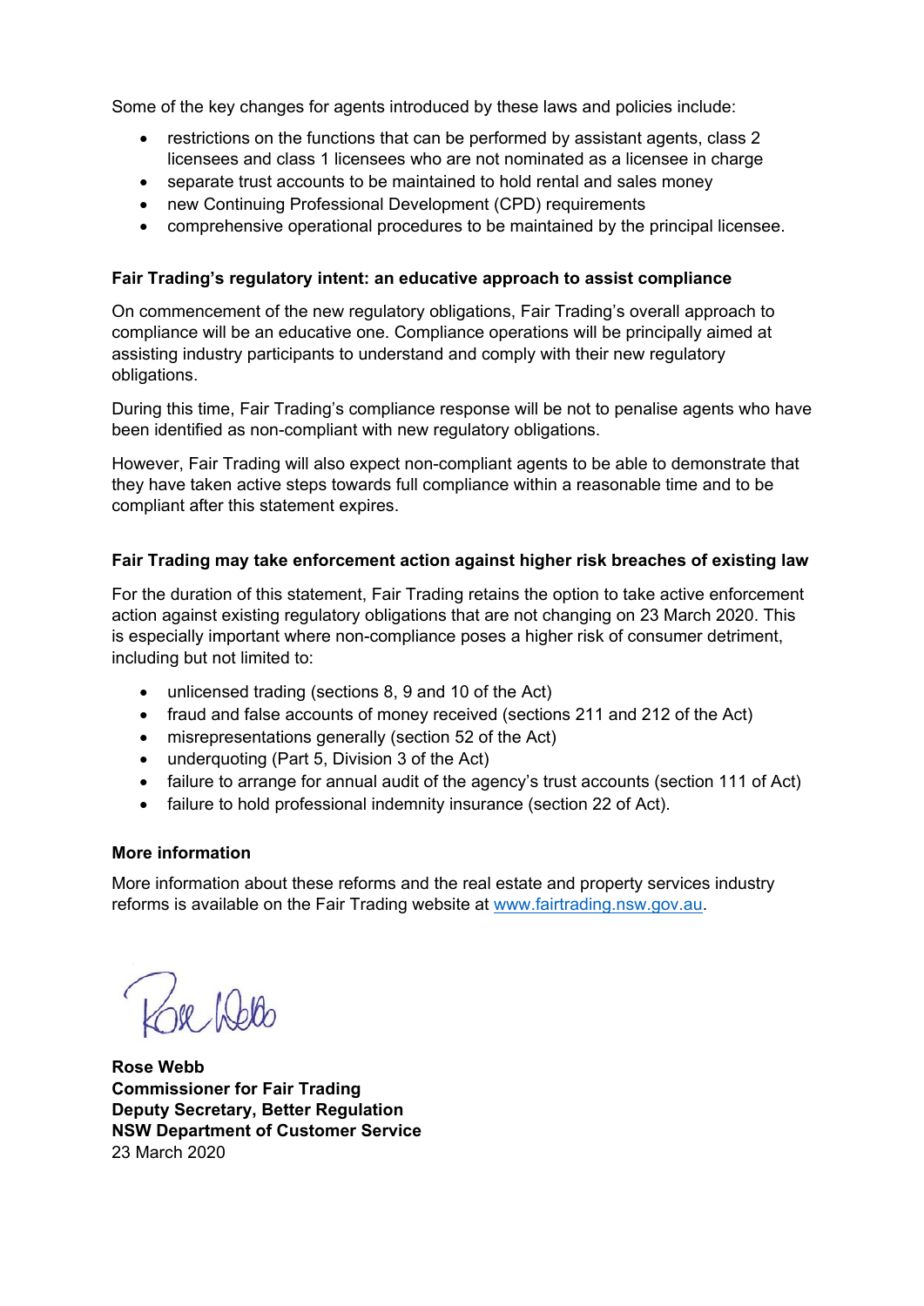Some of the key changes for agents introduced by these laws and policies include:

- restrictions on the functions that can be performed by assistant agents, class 2 licensees and class 1 licensees who are not nominated as a licensee in charge
- separate trust accounts to be maintained to hold rental and sales money
- new Continuing Professional Development (CPD) requirements
- comprehensive operational procedures to be maintained by the principal licensee.

**Fair Trading's regulatory intent: an educative approach to assist compliance**

On commencement of the new regulatory obligations, Fair Trading's overall approach to compliance will be an educative one. Compliance operations will be principally aimed at assisting industry participants to understand and comply with their new regulatory obligations.

During this time, Fair Trading's compliance response will be not to penalise agents who have been identified as non-compliant with new regulatory obligations.

However, Fair Trading will also expect non-compliant agents to be able to demonstrate that they have taken active steps towards full compliance within a reasonable time and to be compliant after this statement expires.

**Fair Trading may take enforcement action against higher risk breaches of existing law**

For the duration of this statement, Fair Trading retains the option to take active enforcement action against existing regulatory obligations that are not changing on 23 March 2020. This is especially important where non-compliance poses a higher risk of consumer detriment, including but not limited to:

- unlicensed trading (sections 8, 9 and 10 of the Act)
- fraud and false accounts of money received (sections 211 and 212 of the Act)
- misrepresentations generally (section 52 of the Act)
- underquoting (Part 5, Division 3 of the Act)
- failure to arrange for annual audit of the agency's trust accounts (section 111 of Act)
- failure to hold professional indemnity insurance (section 22 of Act).

**More information**

More information about these reforms and the real estate and property services industry reforms is available on the Fair Trading website at www.fairtrading.nsw.gov.au.

**Rose Webb**
**Commissioner for Fair Trading**
**Deputy Secretary, Better Regulation**
**NSW Department of Customer Service**
23 March 2020